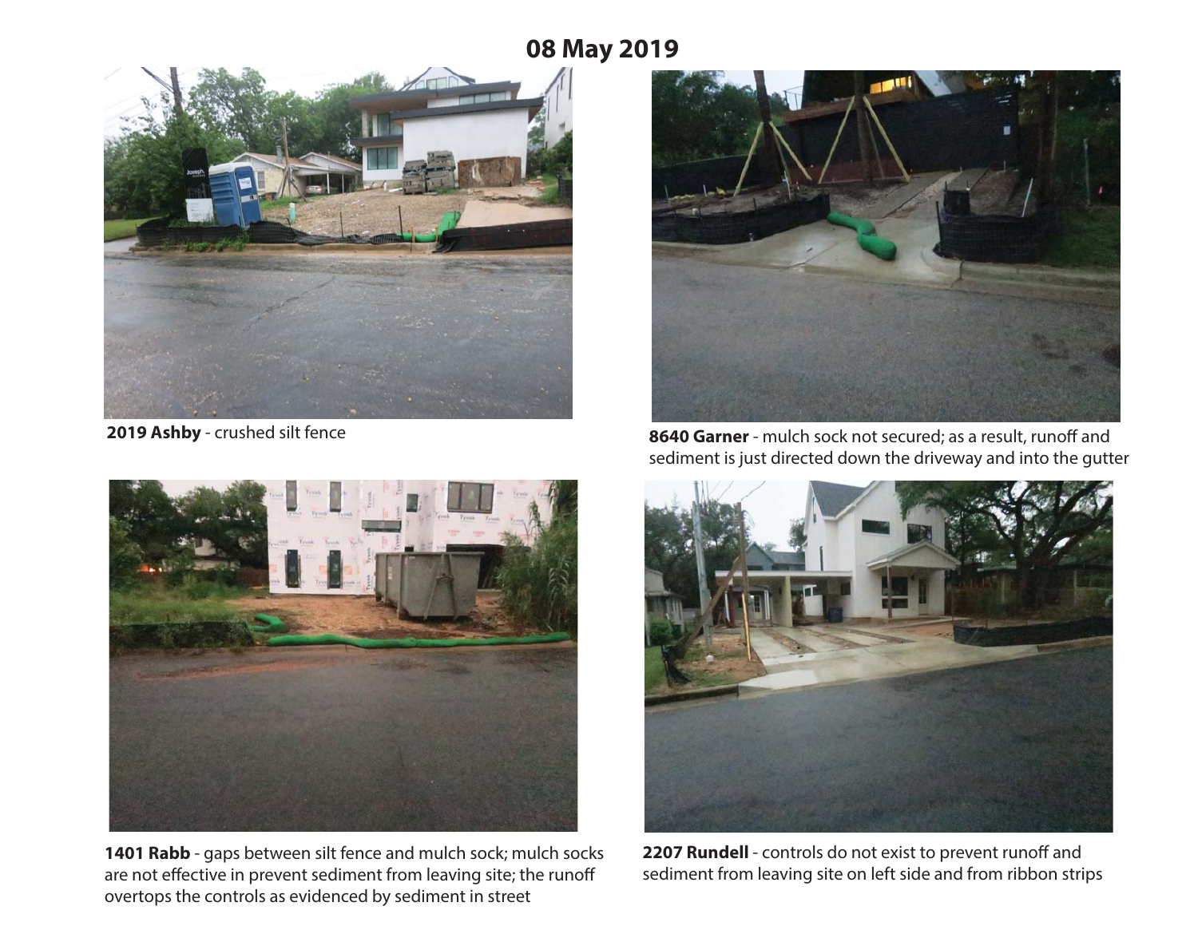# 08 May 2019

**2019 Ashby** - crushed silt fence

**8640 Garner** - mulch sock not secured; as a result, runoff and sediment is just directed down the driveway and into the gutter

**1401 Rabb** - gaps between silt fence and mulch sock; mulch socks are not effective in prevent sediment from leaving site; the runoff overtops the controls as evidenced by sediment in street

**2207 Rundell** - controls do not exist to prevent runoff and sediment from leaving site on left side and from ribbon strips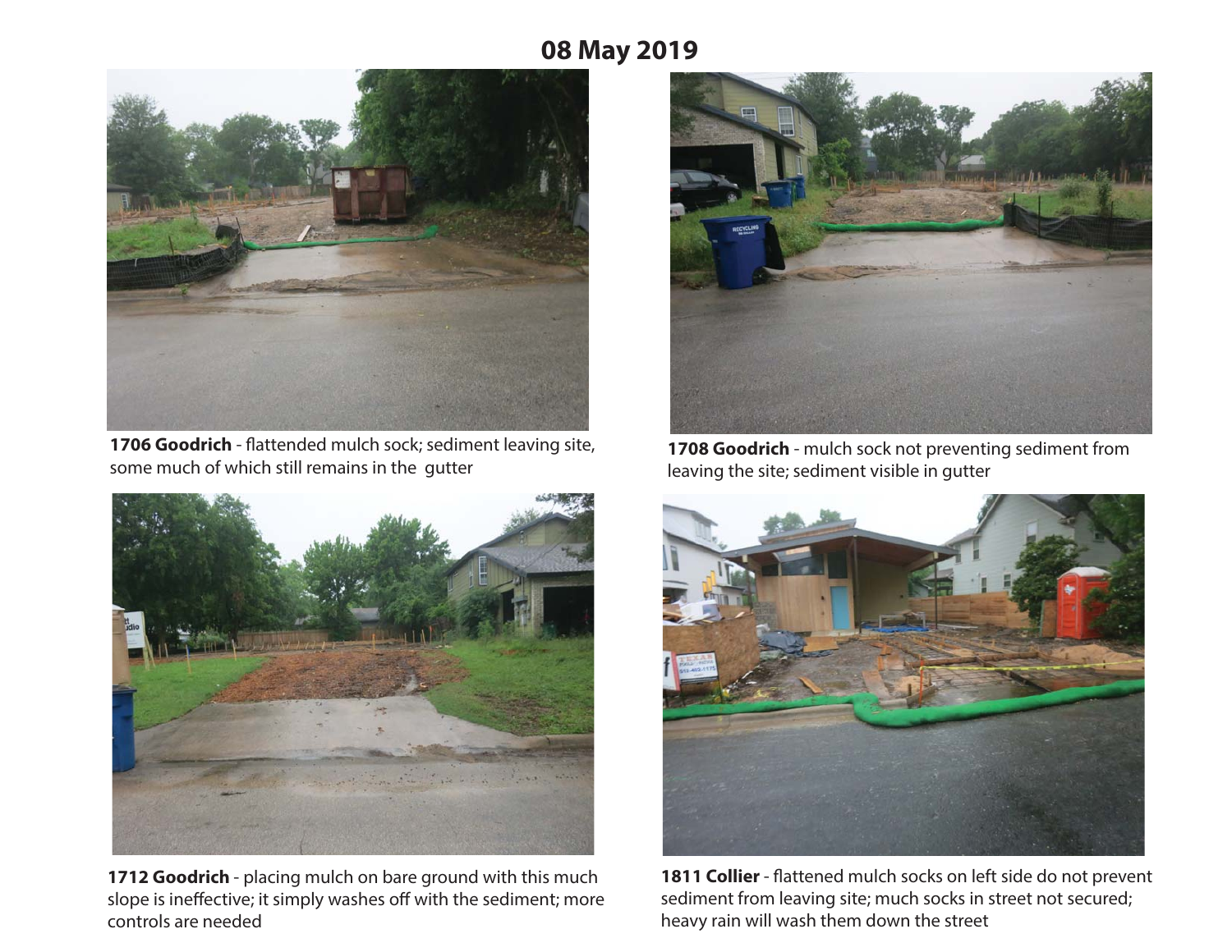# 08 May 2019

**1706 Goodrich** - flattended mulch sock; sediment leaving site, some much of which still remains in the gutter

**1708 Goodrich** - mulch sock not preventing sediment from leaving the site; sediment visible in gutter

**1712 Goodrich** - placing mulch on bare ground with this much slope is ineffective; it simply washes off with the sediment; more controls are needed

**1811 Collier** - flattened mulch socks on left side do not prevent sediment from leaving site; much socks in street not secured; heavy rain will wash them down the street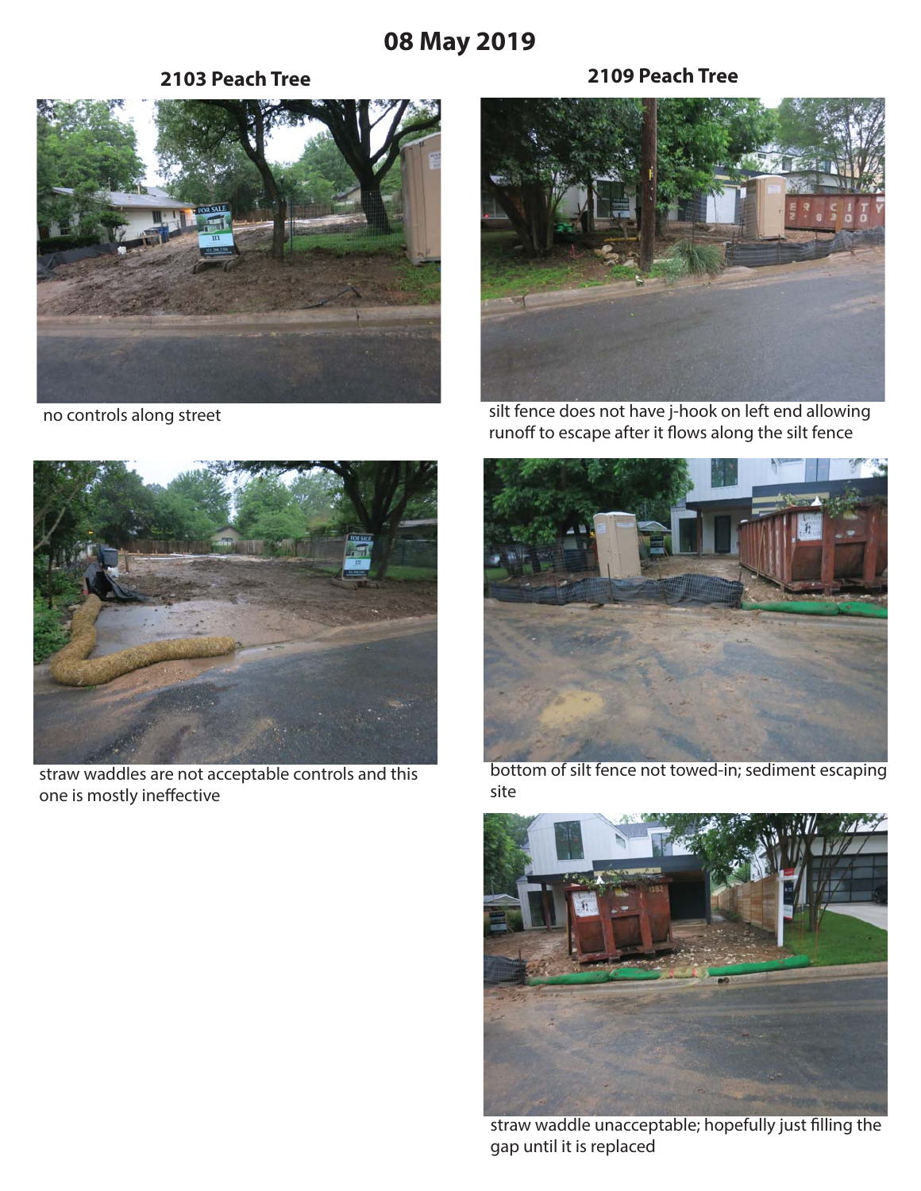# 08 May 2019

## 2103 Peach Tree

no controls along street

straw waddles are not acceptable controls and this one is mostly ineffective

## 2109 Peach Tree

silt fence does not have j-hook on left end allowing runoff to escape after it flows along the silt fence

bottom of silt fence not towed-in; sediment escaping site

straw waddle unacceptable; hopefully just filling the gap until it is replaced